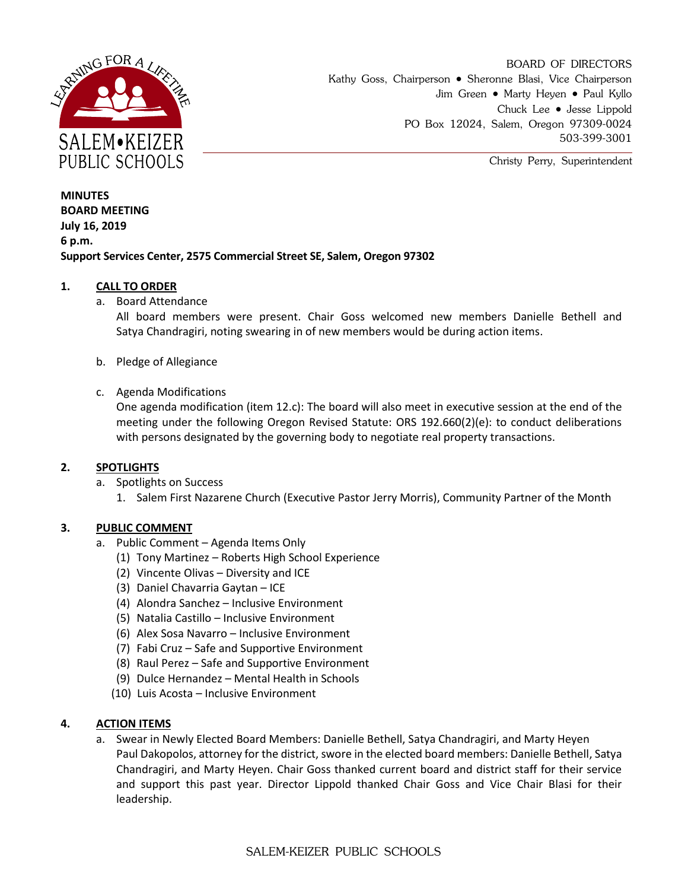SALEM•KEIZER PUBLIC SCHOOLS

LEARNING FOR A LIFETIME

BOARD OF DIRECTORS
Kathy Goss, Chairperson • Sheronne Blasi, Vice Chairperson
Jim Green • Marty Heyen • Paul Kyllo
Chuck Lee • Jesse Lippold
PO Box 12024, Salem, Oregon 97309-0024
503-399-3001

Christy Perry, Superintendent

**MINUTES**
**BOARD MEETING**
**July 16, 2019**
**6 p.m.**
**Support Services Center, 2575 Commercial Street SE, Salem, Oregon 97302**

## 1. CALL TO ORDER

a. Board Attendance
All board members were present. Chair Goss welcomed new members Danielle Bethell and Satya Chandragiri, noting swearing in of new members would be during action items.

b. Pledge of Allegiance

c. Agenda Modifications
One agenda modification (item 12.c): The board will also meet in executive session at the end of the meeting under the following Oregon Revised Statute: ORS 192.660(2)(e): to conduct deliberations with persons designated by the governing body to negotiate real property transactions.

## 2. SPOTLIGHTS

a. Spotlights on Success
   1. Salem First Nazarene Church (Executive Pastor Jerry Morris), Community Partner of the Month

## 3. PUBLIC COMMENT

a. Public Comment – Agenda Items Only
   (1) Tony Martinez – Roberts High School Experience
   (2) Vincente Olivas – Diversity and ICE
   (3) Daniel Chavarria Gaytan – ICE
   (4) Alondra Sanchez – Inclusive Environment
   (5) Natalia Castillo – Inclusive Environment
   (6) Alex Sosa Navarro – Inclusive Environment
   (7) Fabi Cruz – Safe and Supportive Environment
   (8) Raul Perez – Safe and Supportive Environment
   (9) Dulce Hernandez – Mental Health in Schools
   (10) Luis Acosta – Inclusive Environment

## 4. ACTION ITEMS

a. Swear in Newly Elected Board Members: Danielle Bethell, Satya Chandragiri, and Marty Heyen
Paul Dakopolos, attorney for the district, swore in the elected board members: Danielle Bethell, Satya Chandragiri, and Marty Heyen. Chair Goss thanked current board and district staff for their service and support this past year. Director Lippold thanked Chair Goss and Vice Chair Blasi for their leadership.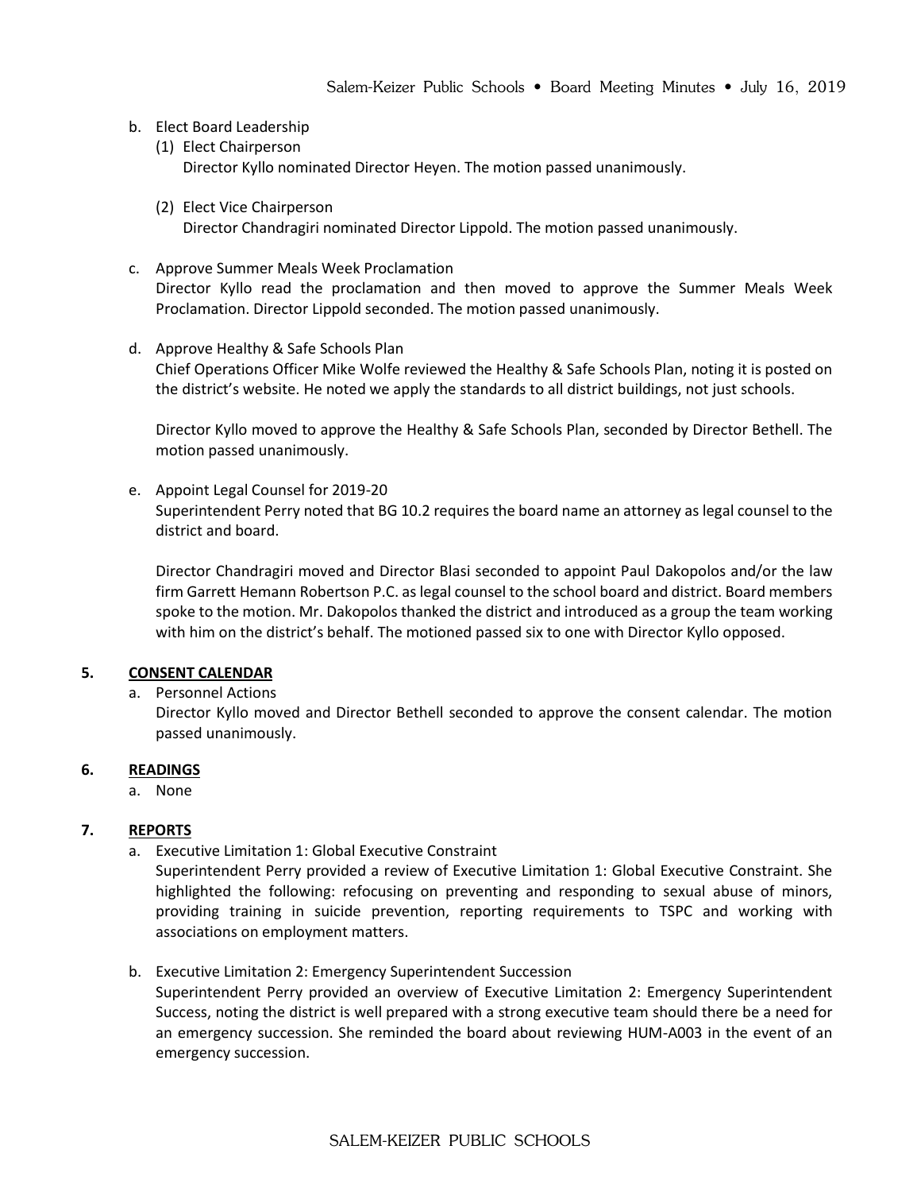b. Elect Board Leadership
   (1) Elect Chairperson
   Director Kyllo nominated Director Heyen. The motion passed unanimously.

   (2) Elect Vice Chairperson
   Director Chandragiri nominated Director Lippold. The motion passed unanimously.

c. Approve Summer Meals Week Proclamation
   Director Kyllo read the proclamation and then moved to approve the Summer Meals Week Proclamation. Director Lippold seconded. The motion passed unanimously.

d. Approve Healthy & Safe Schools Plan
   Chief Operations Officer Mike Wolfe reviewed the Healthy & Safe Schools Plan, noting it is posted on the district's website. He noted we apply the standards to all district buildings, not just schools.

   Director Kyllo moved to approve the Healthy & Safe Schools Plan, seconded by Director Bethell. The motion passed unanimously.

e. Appoint Legal Counsel for 2019-20
   Superintendent Perry noted that BG 10.2 requires the board name an attorney as legal counsel to the district and board.

   Director Chandragiri moved and Director Blasi seconded to appoint Paul Dakopolos and/or the law firm Garrett Hemann Robertson P.C. as legal counsel to the school board and district. Board members spoke to the motion. Mr. Dakopolos thanked the district and introduced as a group the team working with him on the district's behalf. The motioned passed six to one with Director Kyllo opposed.

## 5. CONSENT CALENDAR

a. Personnel Actions
   Director Kyllo moved and Director Bethell seconded to approve the consent calendar. The motion passed unanimously.

## 6. READINGS

a. None

## 7. REPORTS

a. Executive Limitation 1: Global Executive Constraint
   Superintendent Perry provided a review of Executive Limitation 1: Global Executive Constraint. She highlighted the following: refocusing on preventing and responding to sexual abuse of minors, providing training in suicide prevention, reporting requirements to TSPC and working with associations on employment matters.

b. Executive Limitation 2: Emergency Superintendent Succession
   Superintendent Perry provided an overview of Executive Limitation 2: Emergency Superintendent Success, noting the district is well prepared with a strong executive team should there be a need for an emergency succession. She reminded the board about reviewing HUM-A003 in the event of an emergency succession.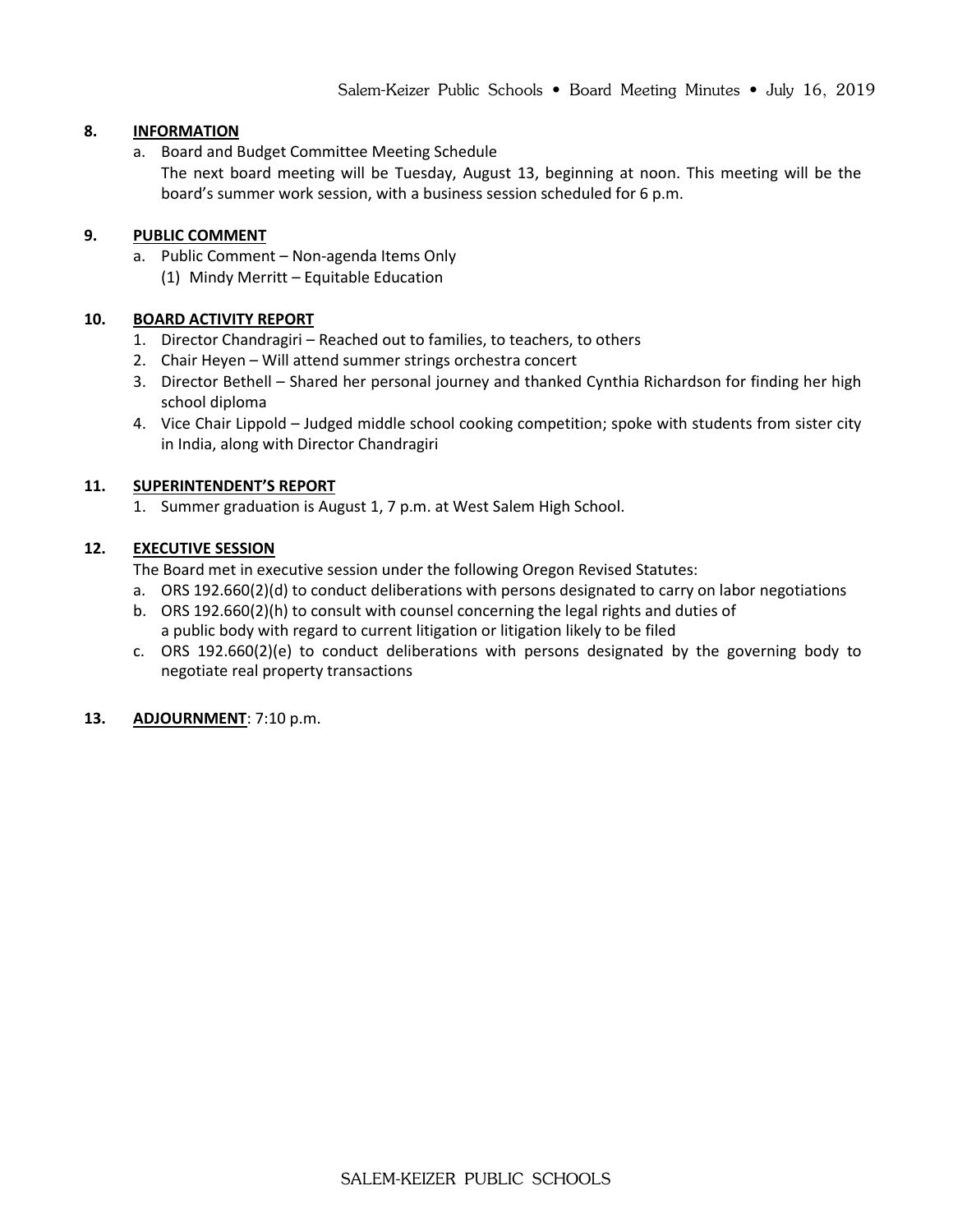## 8. INFORMATION

a. Board and Budget Committee Meeting Schedule
   The next board meeting will be Tuesday, August 13, beginning at noon. This meeting will be the board's summer work session, with a business session scheduled for 6 p.m.

## 9. PUBLIC COMMENT

a. Public Comment – Non-agenda Items Only
   (1) Mindy Merritt – Equitable Education

## 10. BOARD ACTIVITY REPORT

1. Director Chandragiri – Reached out to families, to teachers, to others
2. Chair Heyen – Will attend summer strings orchestra concert
3. Director Bethell – Shared her personal journey and thanked Cynthia Richardson for finding her high school diploma
4. Vice Chair Lippold – Judged middle school cooking competition; spoke with students from sister city in India, along with Director Chandragiri

## 11. SUPERINTENDENT'S REPORT

1. Summer graduation is August 1, 7 p.m. at West Salem High School.

## 12. EXECUTIVE SESSION

The Board met in executive session under the following Oregon Revised Statutes:

a. ORS 192.660(2)(d) to conduct deliberations with persons designated to carry on labor negotiations
b. ORS 192.660(2)(h) to consult with counsel concerning the legal rights and duties of a public body with regard to current litigation or litigation likely to be filed
c. ORS 192.660(2)(e) to conduct deliberations with persons designated by the governing body to negotiate real property transactions

## 13. ADJOURNMENT: 7:10 p.m.